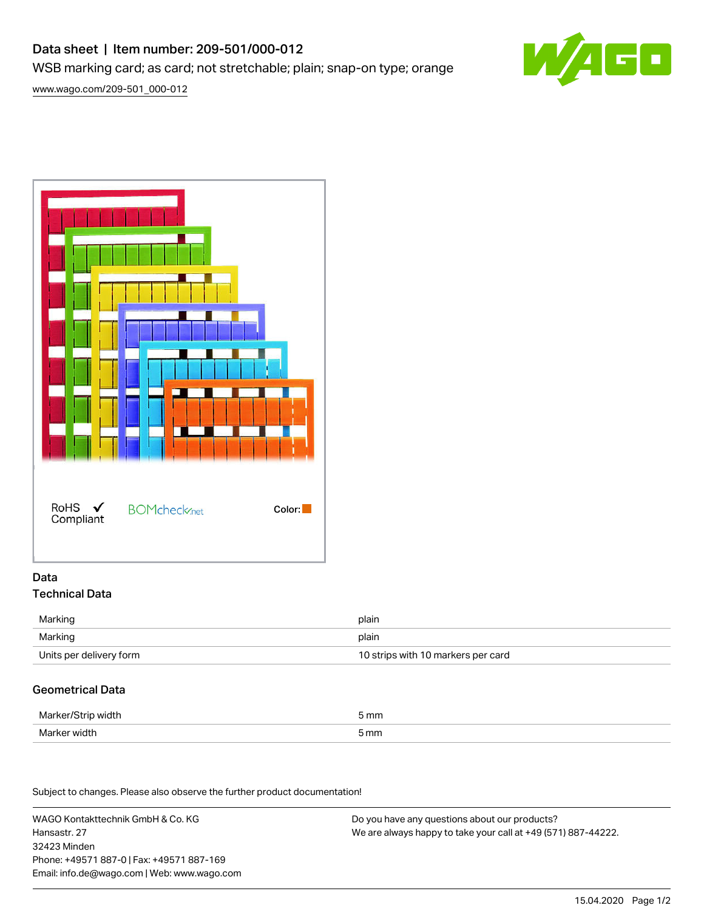# Data sheet | Item number: 209-501/000-012

WSB marking card; as card; not stretchable; plain; snap-on type; orange

www.wago.com/209-501_000-012

RoHS Compliant

BOMcheck.net

Color:

## Data

### Technical Data

| | |
|---|---|
| Marking | plain |
| Marking | plain |
| Units per delivery form | 10 strips with 10 markers per card |

### Geometrical Data

| | |
|---|---|
| Marker/Strip width | 5 mm |
| Marker width | 5 mm |

Subject to changes. Please also observe the further product documentation!

WAGO Kontakttechnik GmbH & Co. KG
Hansastr. 27
32423 Minden
Phone: +49571 887-0 | Fax: +49571 887-169
Email: info.de@wago.com | Web: www.wago.com

Do you have any questions about our products?
We are always happy to take your call at +49 (571) 887-44222.

15.04.2020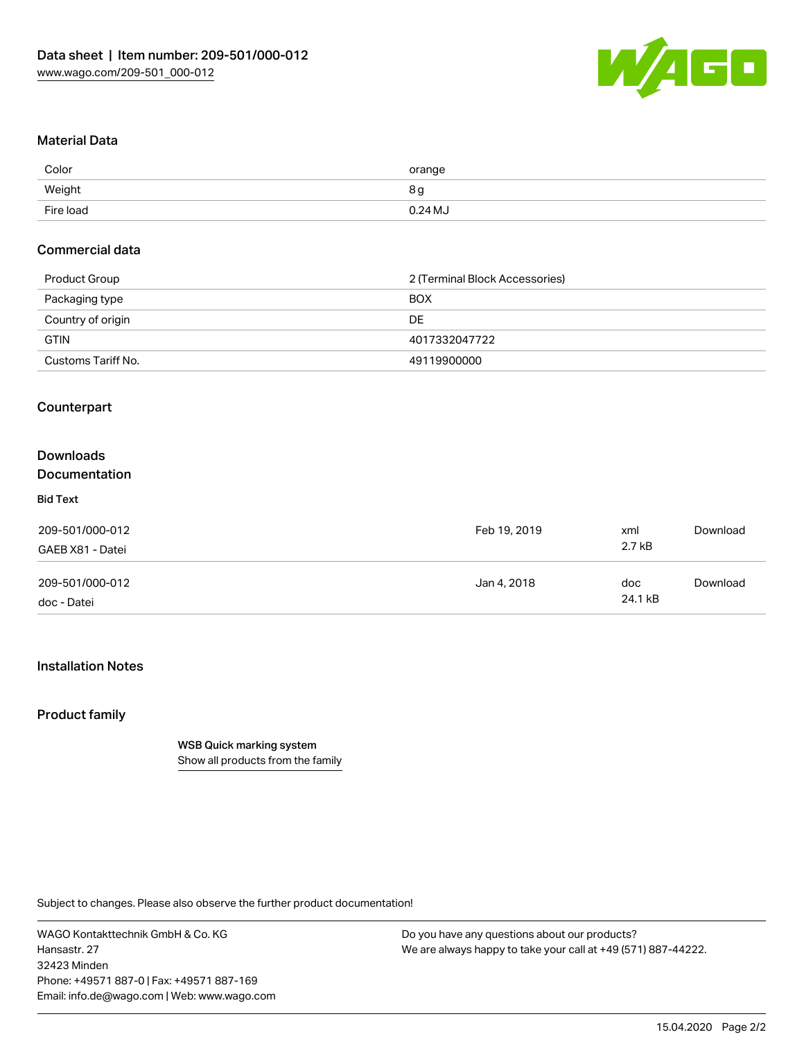## Material Data

| | |
|---|---|
| Color | orange |
| Weight | 8 g |
| Fire load | 0.24 MJ |

## Commercial data

| | |
|---|---|
| Product Group | 2 (Terminal Block Accessories) |
| Packaging type | BOX |
| Country of origin | DE |
| GTIN | 4017332047722 |
| Customs Tariff No. | 49119900000 |

## Counterpart

## Downloads

## Documentation

### Bid Text

| | | | |
|---|---|---|---|
| 209-501/000-012<br>GAEB X81 - Datei | Feb 19, 2019 | xml<br>2.7 kB | Download |
| 209-501/000-012<br>doc - Datei | Jan 4, 2018 | doc<br>24.1 kB | Download |

## Installation Notes

## Product family

**WSB Quick marking system**
Show all products from the family

Subject to changes. Please also observe the further product documentation!

WAGO Kontakttechnik GmbH & Co. KG
Hansastr. 27
32423 Minden
Phone: +49571 887-0 | Fax: +49571 887-169
Email: info.de@wago.com | Web: www.wago.com

Do you have any questions about our products?
We are always happy to take your call at +49 (571) 887-44222.

15.04.2020